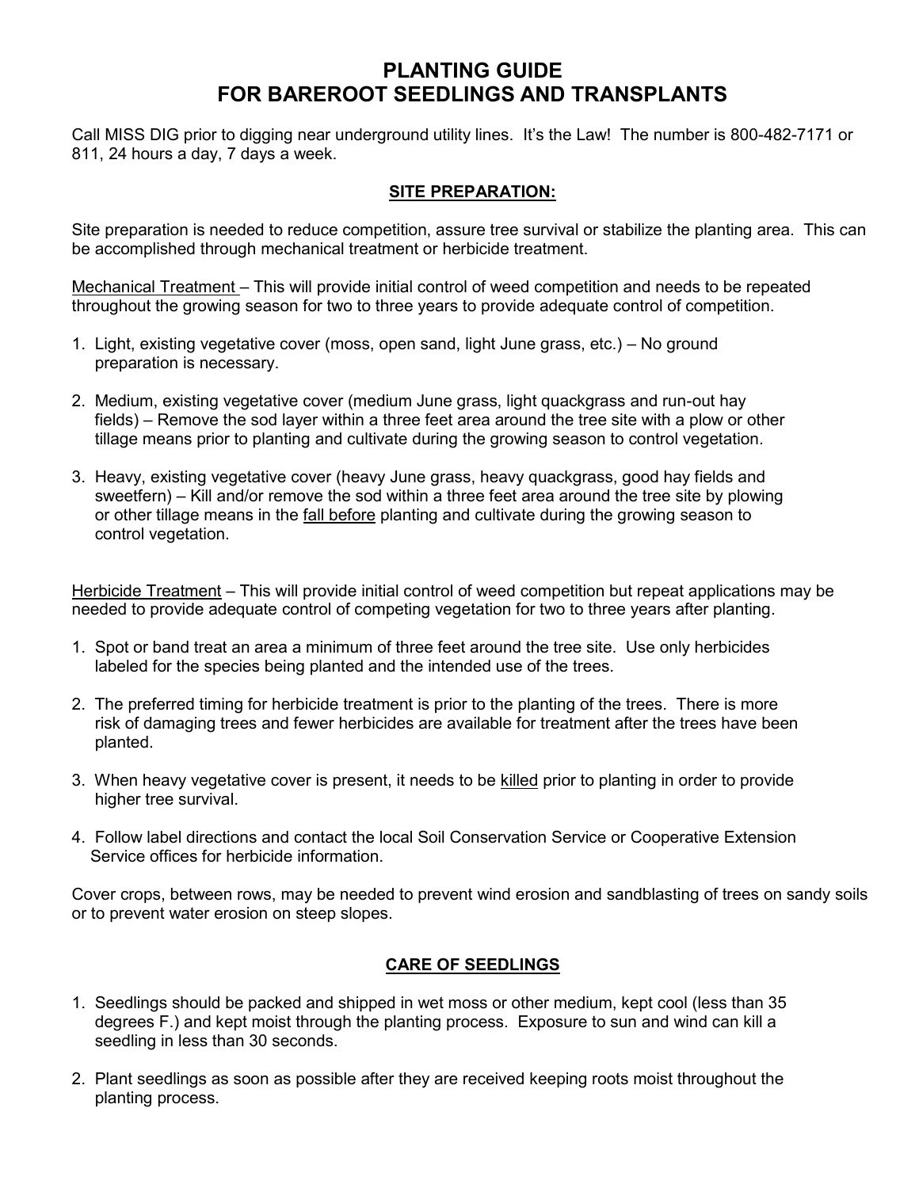# PLANTING GUIDE
# FOR BAREROOT SEEDLINGS AND TRANSPLANTS

Call MISS DIG prior to digging near underground utility lines. It's the Law! The number is 800-482-7171 or 811, 24 hours a day, 7 days a week.

## SITE PREPARATION:

Site preparation is needed to reduce competition, assure tree survival or stabilize the planting area. This can be accomplished through mechanical treatment or herbicide treatment.

Mechanical Treatment – This will provide initial control of weed competition and needs to be repeated throughout the growing season for two to three years to provide adequate control of competition.

1. Light, existing vegetative cover (moss, open sand, light June grass, etc.) – No ground preparation is necessary.
2. Medium, existing vegetative cover (medium June grass, light quackgrass and run-out hay fields) – Remove the sod layer within a three feet area around the tree site with a plow or other tillage means prior to planting and cultivate during the growing season to control vegetation.
3. Heavy, existing vegetative cover (heavy June grass, heavy quackgrass, good hay fields and sweetfern) – Kill and/or remove the sod within a three feet area around the tree site by plowing or other tillage means in the fall before planting and cultivate during the growing season to control vegetation.

Herbicide Treatment – This will provide initial control of weed competition but repeat applications may be needed to provide adequate control of competing vegetation for two to three years after planting.

1. Spot or band treat an area a minimum of three feet around the tree site. Use only herbicides labeled for the species being planted and the intended use of the trees.
2. The preferred timing for herbicide treatment is prior to the planting of the trees. There is more risk of damaging trees and fewer herbicides are available for treatment after the trees have been planted.
3. When heavy vegetative cover is present, it needs to be killed prior to planting in order to provide higher tree survival.
4. Follow label directions and contact the local Soil Conservation Service or Cooperative Extension Service offices for herbicide information.

Cover crops, between rows, may be needed to prevent wind erosion and sandblasting of trees on sandy soils or to prevent water erosion on steep slopes.

## CARE OF SEEDLINGS

1. Seedlings should be packed and shipped in wet moss or other medium, kept cool (less than 35 degrees F.) and kept moist through the planting process. Exposure to sun and wind can kill a seedling in less than 30 seconds.
2. Plant seedlings as soon as possible after they are received keeping roots moist throughout the planting process.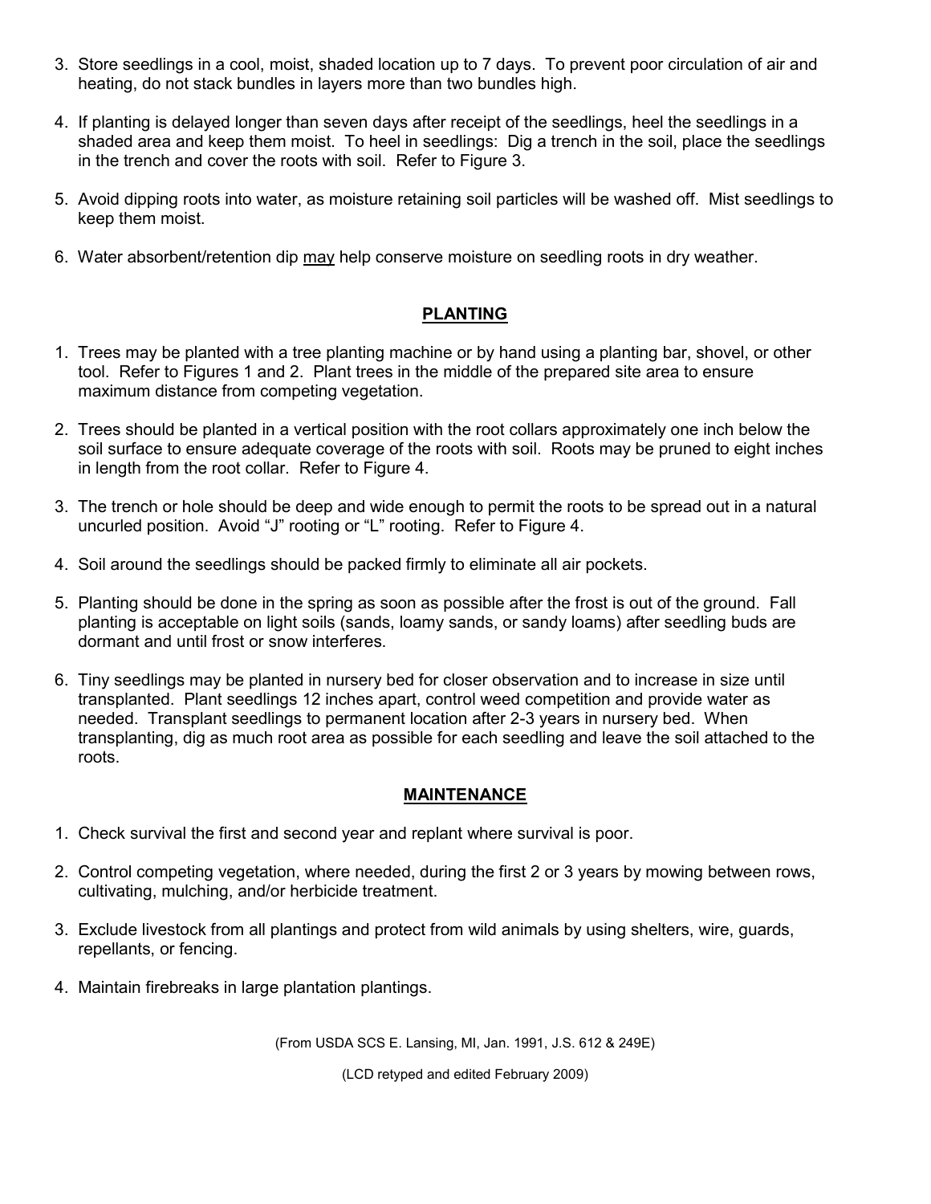3. Store seedlings in a cool, moist, shaded location up to 7 days. To prevent poor circulation of air and heating, do not stack bundles in layers more than two bundles high.

4. If planting is delayed longer than seven days after receipt of the seedlings, heel the seedlings in a shaded area and keep them moist. To heel in seedlings: Dig a trench in the soil, place the seedlings in the trench and cover the roots with soil. Refer to Figure 3.

5. Avoid dipping roots into water, as moisture retaining soil particles will be washed off. Mist seedlings to keep them moist.

6. Water absorbent/retention dip <u>may</u> help conserve moisture on seedling roots in dry weather.

## PLANTING

1. Trees may be planted with a tree planting machine or by hand using a planting bar, shovel, or other tool. Refer to Figures 1 and 2. Plant trees in the middle of the prepared site area to ensure maximum distance from competing vegetation.

2. Trees should be planted in a vertical position with the root collars approximately one inch below the soil surface to ensure adequate coverage of the roots with soil. Roots may be pruned to eight inches in length from the root collar. Refer to Figure 4.

3. The trench or hole should be deep and wide enough to permit the roots to be spread out in a natural uncurled position. Avoid "J" rooting or "L" rooting. Refer to Figure 4.

4. Soil around the seedlings should be packed firmly to eliminate all air pockets.

5. Planting should be done in the spring as soon as possible after the frost is out of the ground. Fall planting is acceptable on light soils (sands, loamy sands, or sandy loams) after seedling buds are dormant and until frost or snow interferes.

6. Tiny seedlings may be planted in nursery bed for closer observation and to increase in size until transplanted. Plant seedlings 12 inches apart, control weed competition and provide water as needed. Transplant seedlings to permanent location after 2-3 years in nursery bed. When transplanting, dig as much root area as possible for each seedling and leave the soil attached to the roots.

## MAINTENANCE

1. Check survival the first and second year and replant where survival is poor.

2. Control competing vegetation, where needed, during the first 2 or 3 years by mowing between rows, cultivating, mulching, and/or herbicide treatment.

3. Exclude livestock from all plantings and protect from wild animals by using shelters, wire, guards, repellants, or fencing.

4. Maintain firebreaks in large plantation plantings.

(From USDA SCS E. Lansing, MI, Jan. 1991, J.S. 612 & 249E)

(LCD retyped and edited February 2009)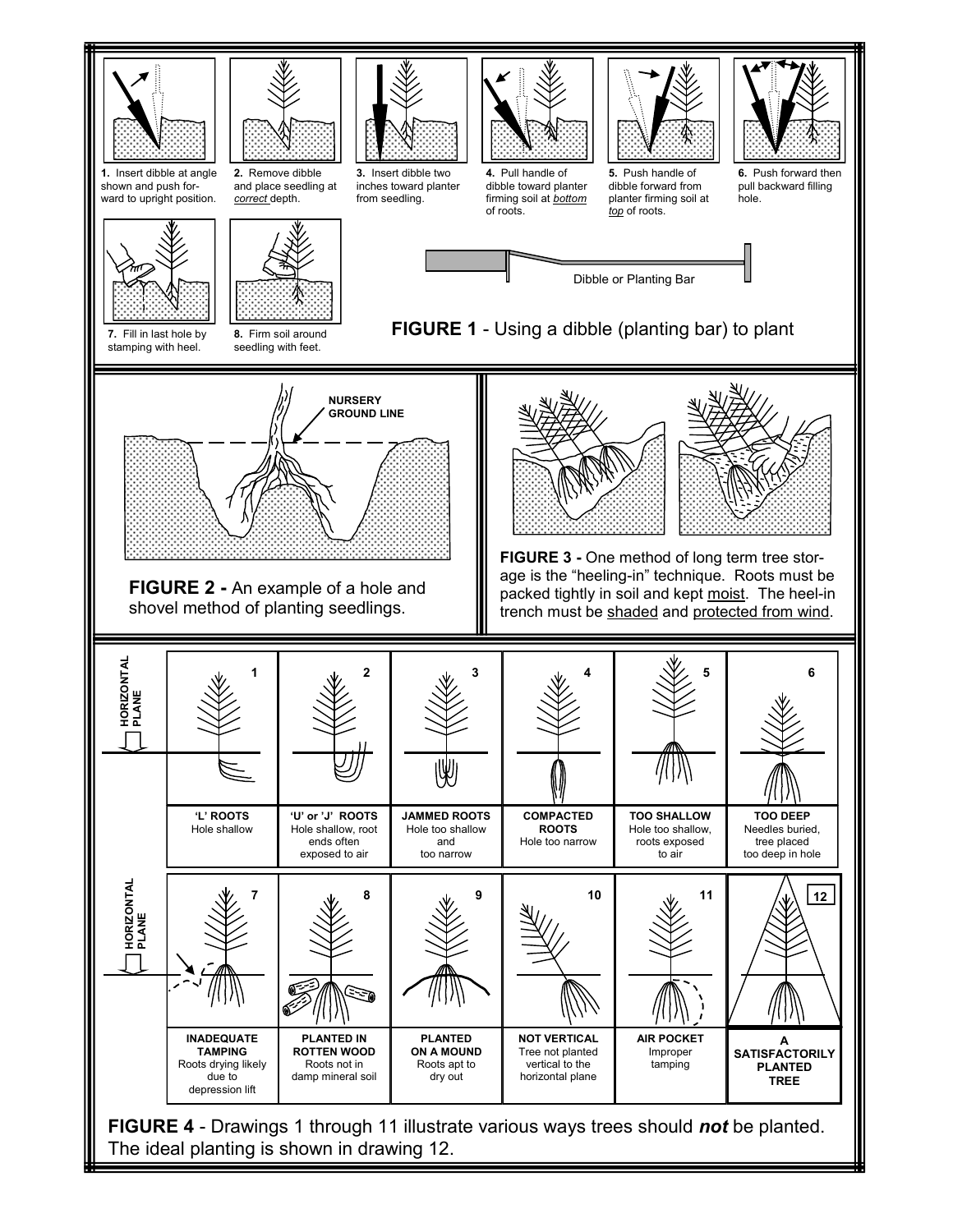**1.** Insert dibble at angle shown and push forward to upright position.

**2.** Remove dibble and place seedling at *correct* depth.

**3.** Insert dibble two inches toward planter from seedling.

**4.** Pull handle of dibble toward planter firming soil at *bottom* of roots.

**5.** Push handle of dibble forward from planter firming soil at *top* of roots.

**6.** Push forward then pull backward filling hole.

**7.** Fill in last hole by stamping with heel.

**8.** Firm soil around seedling with feet.

Dibble or Planting Bar

**FIGURE 1** - Using a dibble (planting bar) to plant

NURSERY GROUND LINE

**FIGURE 2 -** An example of a hole and shovel method of planting seedlings.

**FIGURE 3 -** One method of long term tree storage is the "heeling-in" technique. Roots must be packed tightly in soil and kept moist. The heel-in trench must be shaded and protected from wind.

HORIZONTAL PLANE

| 1 | 2 | 3 | 4 | 5 | 6 |
|---|---|---|---|---|---|
| **'L' ROOTS** Hole shallow | **'U' or 'J' ROOTS** Hole shallow, root ends often exposed to air | **JAMMED ROOTS** Hole too shallow and too narrow | **COMPACTED ROOTS** Hole too narrow | **TOO SHALLOW** Hole too shallow, roots exposed to air | **TOO DEEP** Needles buried, tree placed too deep in hole |

HORIZONTAL PLANE

| 7 | 8 | 9 | 10 | 11 | 12 |
|---|---|---|---|---|---|
| **INADEQUATE TAMPING** Roots drying likely due to depression lift | **PLANTED IN ROTTEN WOOD** Roots not in damp mineral soil | **PLANTED ON A MOUND** Roots apt to dry out | **NOT VERTICAL** Tree not planted vertical to the horizontal plane | **AIR POCKET** Improper tamping | **A SATISFACTORILY PLANTED TREE** |

**FIGURE 4** - Drawings 1 through 11 illustrate various ways trees should ***not*** be planted. The ideal planting is shown in drawing 12.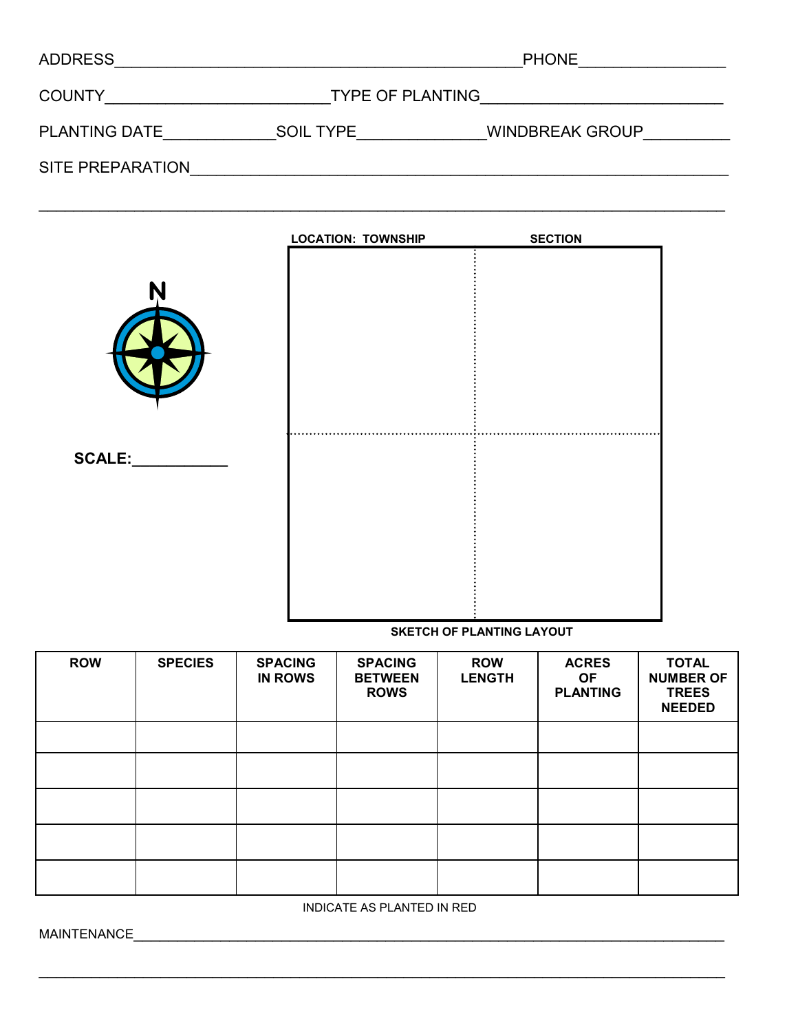ADDRESS\_\_\_\_\_\_\_\_\_\_\_\_\_\_\_\_\_\_\_\_\_\_\_\_\_\_\_\_\_\_\_\_\_\_\_\_\_\_\_\_\_\_\_\_\_\_\_\_PHONE\_\_\_\_\_\_\_\_\_\_\_\_\_\_\_\_

COUNTY\_\_\_\_\_\_\_\_\_\_\_\_\_\_\_\_\_\_\_\_\_\_\_\_\_\_TYPE OF PLANTING\_\_\_\_\_\_\_\_\_\_\_\_\_\_\_\_\_\_\_\_\_\_\_\_\_\_\_

PLANTING DATE\_\_\_\_\_\_\_\_\_\_\_\_\_SOIL TYPE\_\_\_\_\_\_\_\_\_\_\_\_\_\_\_WINDBREAK GROUP\_\_\_\_\_\_\_\_\_\_

SITE PREPARATION\_\_\_\_\_\_\_\_\_\_\_\_\_\_\_\_\_\_\_\_\_\_\_\_\_\_\_\_\_\_\_\_\_\_\_\_\_\_\_\_\_\_\_\_\_\_\_\_\_\_\_\_\_\_\_\_\_\_\_\_

\_\_\_\_\_\_\_\_\_\_\_\_\_\_\_\_\_\_\_\_\_\_\_\_\_\_\_\_\_\_\_\_\_\_\_\_\_\_\_\_\_\_\_\_\_\_\_\_\_\_\_\_\_\_\_\_\_\_\_\_\_\_\_\_\_\_\_\_\_\_\_\_\_\_\_\_\_\_

**LOCATION: TOWNSHIP** **SECTION**

N

**SCALE:\_\_\_\_\_\_\_\_\_\_\_**

**SKETCH OF PLANTING LAYOUT**

| ROW | SPECIES | SPACING IN ROWS | SPACING BETWEEN ROWS | ROW LENGTH | ACRES OF PLANTING | TOTAL NUMBER OF TREES NEEDED |
|---|---|---|---|---|---|---|
| | | | | | | |
| | | | | | | |
| | | | | | | |
| | | | | | | |
| | | | | | | |

INDICATE AS PLANTED IN RED

MAINTENANCE\_\_\_\_\_\_\_\_\_\_\_\_\_\_\_\_\_\_\_\_\_\_\_\_\_\_\_\_\_\_\_\_\_\_\_\_\_\_\_\_\_\_\_\_\_\_\_\_\_\_\_\_\_\_\_\_\_\_\_\_\_\_\_\_\_\_\_\_\_\_

\_\_\_\_\_\_\_\_\_\_\_\_\_\_\_\_\_\_\_\_\_\_\_\_\_\_\_\_\_\_\_\_\_\_\_\_\_\_\_\_\_\_\_\_\_\_\_\_\_\_\_\_\_\_\_\_\_\_\_\_\_\_\_\_\_\_\_\_\_\_\_\_\_\_\_\_\_\_